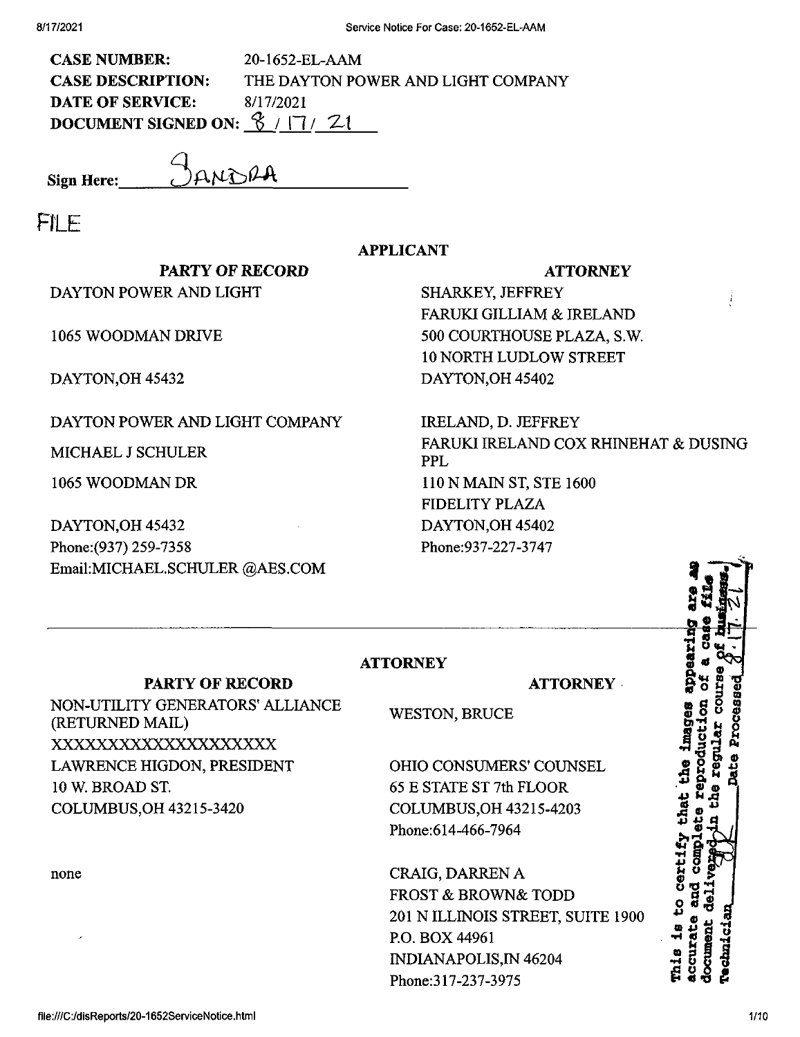**CASE NUMBER:** 20-1652-EL-AAM
**CASE DESCRIPTION:** THE DAYTON POWER AND LIGHT COMPANY
**DATE OF SERVICE:** 8/17/2021
**DOCUMENT SIGNED ON:** 8 / 17 / 21

**Sign Here:** SANDRA

FILE

## APPLICANT

| PARTY OF RECORD | ATTORNEY |
|---|---|
| DAYTON POWER AND LIGHT<br><br>1065 WOODMAN DRIVE<br><br>DAYTON,OH 45432 | SHARKEY, JEFFREY<br>FARUKI GILLIAM & IRELAND<br>500 COURTHOUSE PLAZA, S.W.<br>10 NORTH LUDLOW STREET<br>DAYTON,OH 45402 |
| DAYTON POWER AND LIGHT COMPANY<br>MICHAEL J SCHULER<br>1065 WOODMAN DR<br><br>DAYTON,OH 45432<br>Phone:(937) 259-7358<br>Email:MICHAEL.SCHULER @AES.COM | IRELAND, D. JEFFREY<br>FARUKI IRELAND COX RHINEHAT & DUSING PPL<br>110 N MAIN ST, STE 1600<br>FIDELITY PLAZA<br>DAYTON,OH 45402<br>Phone:937-227-3747 |

## ATTORNEY

| PARTY OF RECORD | ATTORNEY |
|---|---|
| NON-UTILITY GENERATORS' ALLIANCE (RETURNED MAIL)<br>XXXXXXXXXXXXXXXXXXXX<br>LAWRENCE HIGDON, PRESIDENT<br>10 W. BROAD ST.<br>COLUMBUS,OH 43215-3420 | WESTON, BRUCE<br><br>OHIO CONSUMERS' COUNSEL<br>65 E STATE ST 7th FLOOR<br>COLUMBUS,OH 43215-4203<br>Phone:614-466-7964 |
| none | CRAIG, DARREN A<br>FROST & BROWN& TODD<br>201 N ILLINOIS STREET, SUITE 1900<br>P.O. BOX 44961<br>INDIANAPOLIS,IN 46204<br>Phone:317-237-3975 |

This is to certify that the images appearing are an accurate and complete reproduction of a case file document delivered in the regular course of business. Technician ___ Date Processed 8.17.21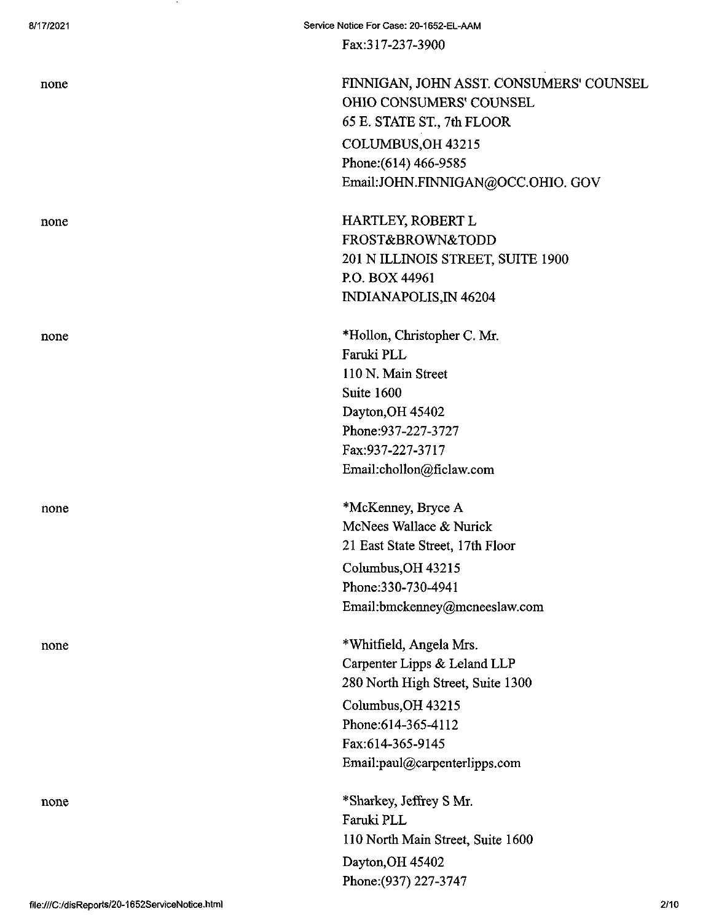Fax:317-237-3900

| | |
|---|---|
| none | FINNIGAN, JOHN ASST. CONSUMERS' COUNSEL<br>OHIO CONSUMERS' COUNSEL<br>65 E. STATE ST., 7th FLOOR<br>COLUMBUS,OH 43215<br>Phone:(614) 466-9585<br>Email:JOHN.FINNIGAN@OCC.OHIO. GOV |
| none | HARTLEY, ROBERT L<br>FROST&BROWN&TODD<br>201 N ILLINOIS STREET, SUITE 1900<br>P.O. BOX 44961<br>INDIANAPOLIS,IN 46204 |
| none | *Hollon, Christopher C. Mr.<br>Faruki PLL<br>110 N. Main Street<br>Suite 1600<br>Dayton,OH 45402<br>Phone:937-227-3727<br>Fax:937-227-3717<br>Email:chollon@ficlaw.com |
| none | *McKenney, Bryce A<br>McNees Wallace & Nurick<br>21 East State Street, 17th Floor<br>Columbus,OH 43215<br>Phone:330-730-4941<br>Email:bmckenney@mcneeslaw.com |
| none | *Whitfield, Angela Mrs.<br>Carpenter Lipps & Leland LLP<br>280 North High Street, Suite 1300<br>Columbus,OH 43215<br>Phone:614-365-4112<br>Fax:614-365-9145<br>Email:paul@carpenterlipps.com |
| none | *Sharkey, Jeffrey S Mr.<br>Faruki PLL<br>110 North Main Street, Suite 1600<br>Dayton,OH 45402<br>Phone:(937) 227-3747 |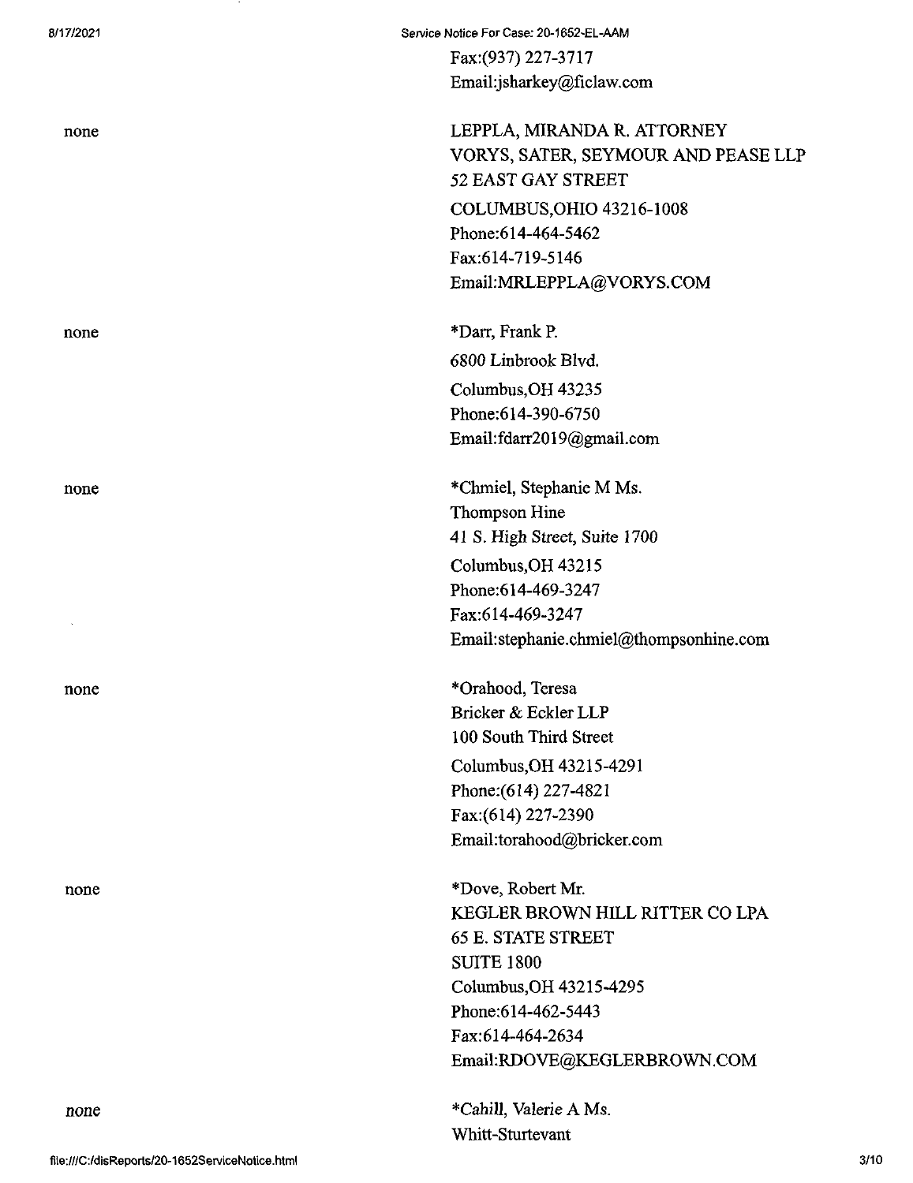| | |
|---|---|
| | Fax:(937) 227-3717<br>Email:jsharkey@ficlaw.com |
| none | LEPPLA, MIRANDA R. ATTORNEY<br>VORYS, SATER, SEYMOUR AND PEASE LLP<br>52 EAST GAY STREET<br>COLUMBUS,OHIO 43216-1008<br>Phone:614-464-5462<br>Fax:614-719-5146<br>Email:MRLEPPLA@VORYS.COM |
| none | *Darr, Frank P.<br>6800 Linbrook Blvd.<br>Columbus,OH 43235<br>Phone:614-390-6750<br>Email:fdarr2019@gmail.com |
| none | *Chmiel, Stephanie M Ms.<br>Thompson Hine<br>41 S. High Street, Suite 1700<br>Columbus,OH 43215<br>Phone:614-469-3247<br>Fax:614-469-3247<br>Email:stephanie.chmiel@thompsonhine.com |
| none | *Orahood, Teresa<br>Bricker & Eckler LLP<br>100 South Third Street<br>Columbus,OH 43215-4291<br>Phone:(614) 227-4821<br>Fax:(614) 227-2390<br>Email:torahood@bricker.com |
| none | *Dove, Robert Mr.<br>KEGLER BROWN HILL RITTER CO LPA<br>65 E. STATE STREET<br>SUITE 1800<br>Columbus,OH 43215-4295<br>Phone:614-462-5443<br>Fax:614-464-2634<br>Email:RDOVE@KEGLERBROWN.COM |
| none | *Cahill, Valerie A Ms.<br>Whitt-Sturtevant |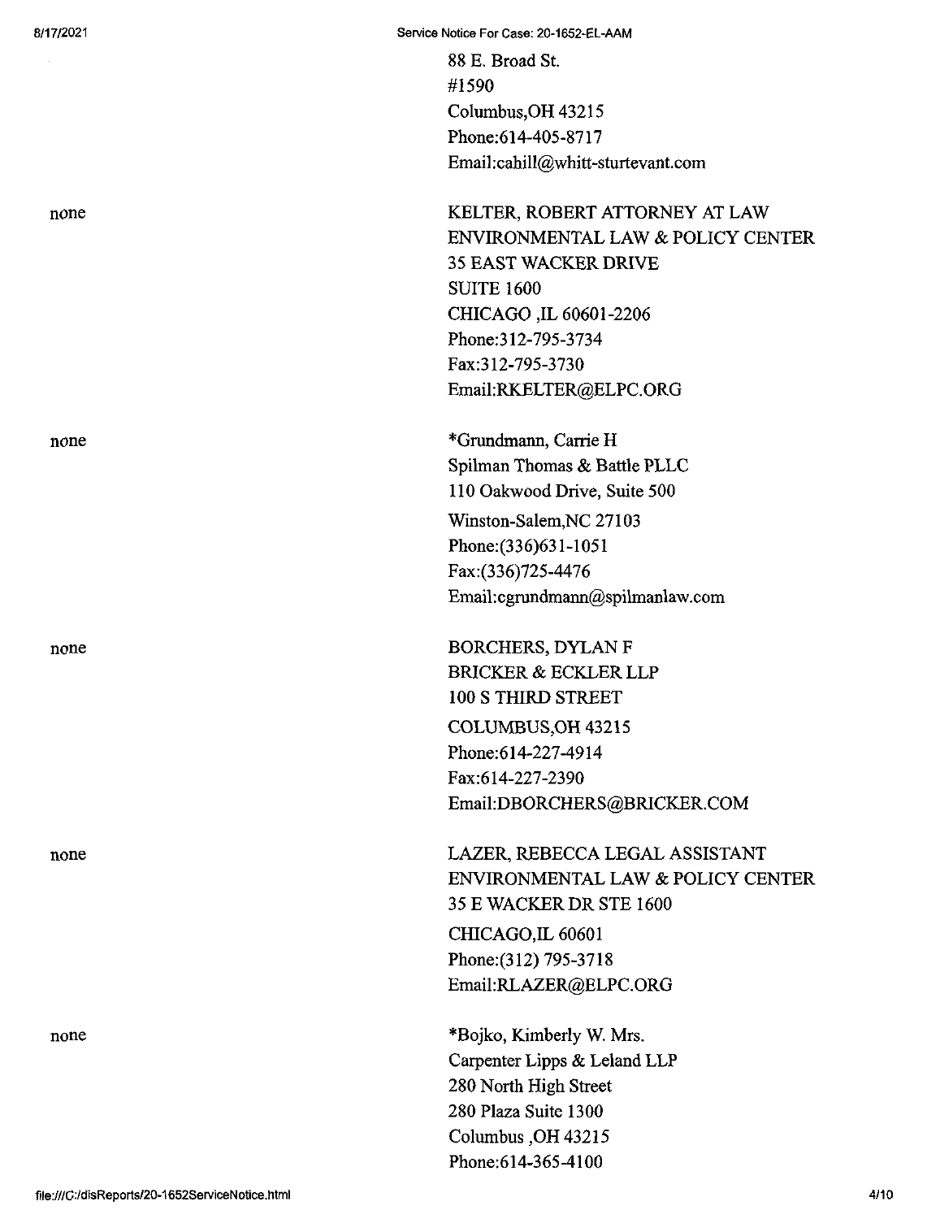88 E. Broad St.
#1590
Columbus,OH 43215
Phone:614-405-8717
Email:cahill@whitt-sturtevant.com

none

KELTER, ROBERT ATTORNEY AT LAW
ENVIRONMENTAL LAW & POLICY CENTER
35 EAST WACKER DRIVE
SUITE 1600
CHICAGO ,IL 60601-2206
Phone:312-795-3734
Fax:312-795-3730
Email:RKELTER@ELPC.ORG

none

*Grundmann, Carrie H
Spilman Thomas & Battle PLLC
110 Oakwood Drive, Suite 500
Winston-Salem,NC 27103
Phone:(336)631-1051
Fax:(336)725-4476
Email:cgrundmann@spilmanlaw.com

none

BORCHERS, DYLAN F
BRICKER & ECKLER LLP
100 S THIRD STREET
COLUMBUS,OH 43215
Phone:614-227-4914
Fax:614-227-2390
Email:DBORCHERS@BRICKER.COM

none

LAZER, REBECCA LEGAL ASSISTANT
ENVIRONMENTAL LAW & POLICY CENTER
35 E WACKER DR STE 1600
CHICAGO,IL 60601
Phone:(312) 795-3718
Email:RLAZER@ELPC.ORG

none

*Bojko, Kimberly W. Mrs.
Carpenter Lipps & Leland LLP
280 North High Street
280 Plaza Suite 1300
Columbus ,OH 43215
Phone:614-365-4100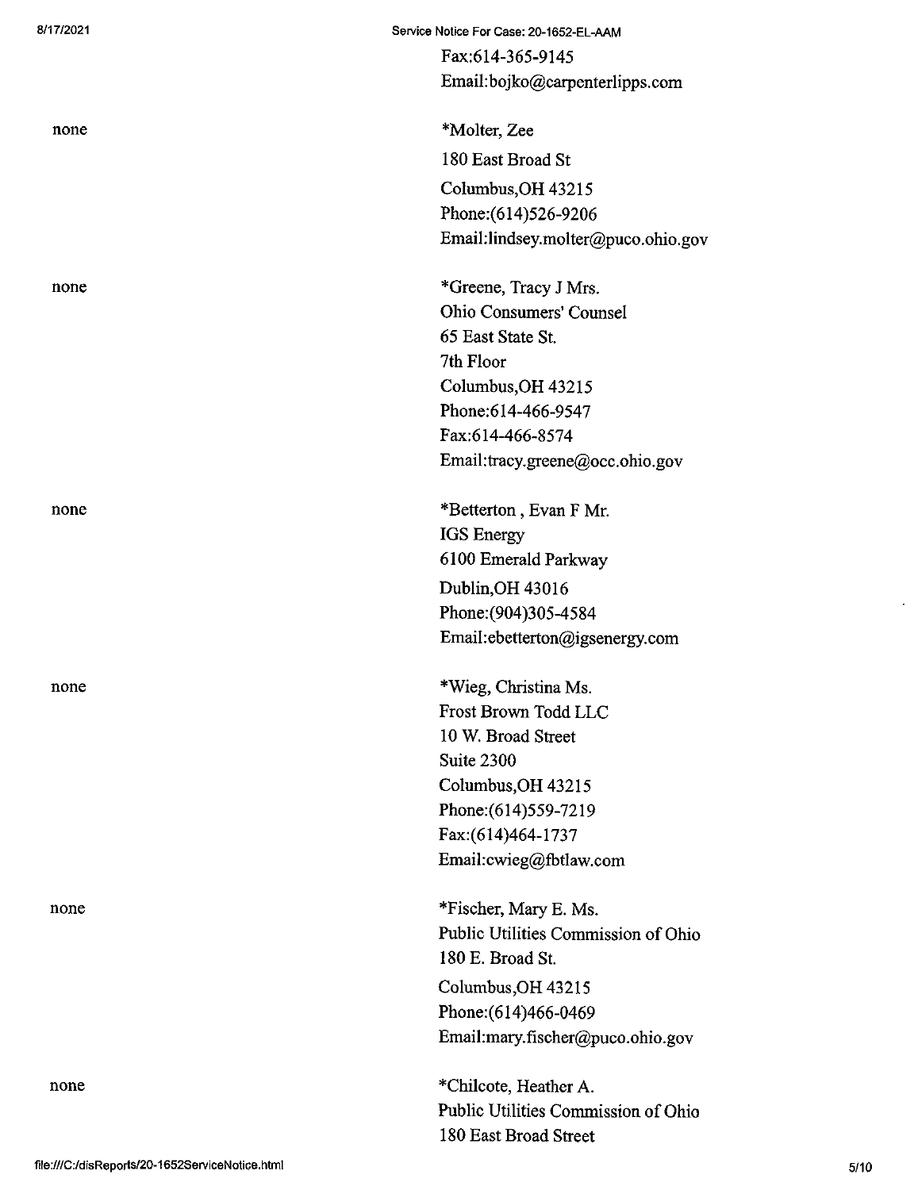Fax:614-365-9145
Email:bojko@carpenterlipps.com

| | |
|---|---|
| none | *Molter, Zee<br>180 East Broad St<br>Columbus,OH 43215<br>Phone:(614)526-9206<br>Email:lindsey.molter@puco.ohio.gov |
| none | *Greene, Tracy J Mrs.<br>Ohio Consumers' Counsel<br>65 East State St.<br>7th Floor<br>Columbus,OH 43215<br>Phone:614-466-9547<br>Fax:614-466-8574<br>Email:tracy.greene@occ.ohio.gov |
| none | *Betterton , Evan F Mr.<br>IGS Energy<br>6100 Emerald Parkway<br>Dublin,OH 43016<br>Phone:(904)305-4584<br>Email:ebetterton@igsenergy.com |
| none | *Wieg, Christina Ms.<br>Frost Brown Todd LLC<br>10 W. Broad Street<br>Suite 2300<br>Columbus,OH 43215<br>Phone:(614)559-7219<br>Fax:(614)464-1737<br>Email:cwieg@fbtlaw.com |
| none | *Fischer, Mary E. Ms.<br>Public Utilities Commission of Ohio<br>180 E. Broad St.<br>Columbus,OH 43215<br>Phone:(614)466-0469<br>Email:mary.fischer@puco.ohio.gov |
| none | *Chilcote, Heather A.<br>Public Utilities Commission of Ohio<br>180 East Broad Street |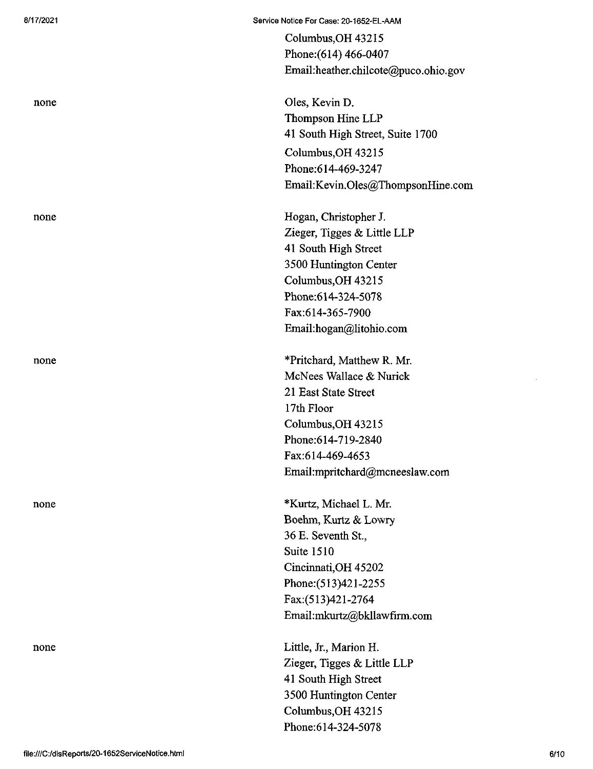Columbus,OH 43215
Phone:(614) 466-0407
Email:heather.chilcote@puco.ohio.gov

| | |
|---|---|
| none | Oles, Kevin D.<br>Thompson Hine LLP<br>41 South High Street, Suite 1700<br>Columbus,OH 43215<br>Phone:614-469-3247<br>Email:Kevin.Oles@ThompsonHine.com |
| none | Hogan, Christopher J.<br>Zieger, Tigges & Little LLP<br>41 South High Street<br>3500 Huntington Center<br>Columbus,OH 43215<br>Phone:614-324-5078<br>Fax:614-365-7900<br>Email:hogan@litohio.com |
| none | *Pritchard, Matthew R. Mr.<br>McNees Wallace & Nurick<br>21 East State Street<br>17th Floor<br>Columbus,OH 43215<br>Phone:614-719-2840<br>Fax:614-469-4653<br>Email:mpritchard@mcneeslaw.com |
| none | *Kurtz, Michael L. Mr.<br>Boehm, Kurtz & Lowry<br>36 E. Seventh St.,<br>Suite 1510<br>Cincinnati,OH 45202<br>Phone:(513)421-2255<br>Fax:(513)421-2764<br>Email:mkurtz@bkllawfirm.com |
| none | Little, Jr., Marion H.<br>Zieger, Tigges & Little LLP<br>41 South High Street<br>3500 Huntington Center<br>Columbus,OH 43215<br>Phone:614-324-5078 |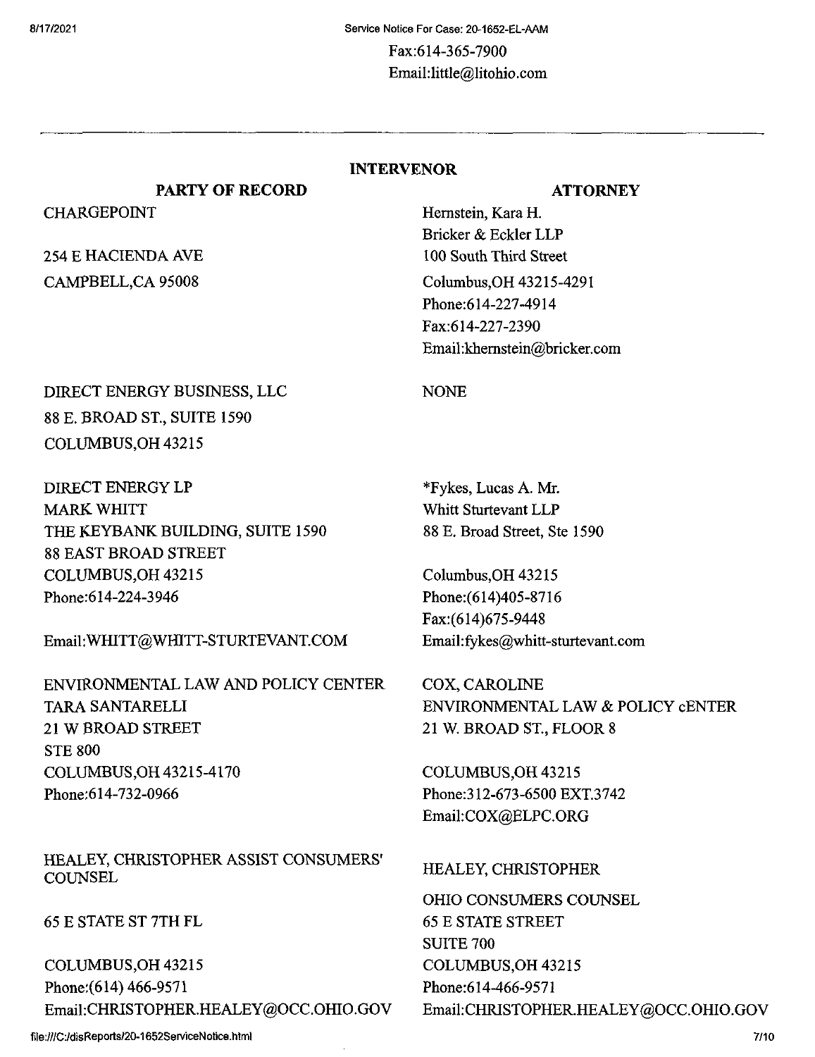Fax:614-365-7900
Email:little@litohio.com

---

## INTERVENOR

| PARTY OF RECORD | ATTORNEY |
|---|---|
| CHARGEPOINT<br><br>254 E HACIENDA AVE<br>CAMPBELL,CA 95008 | Hernstein, Kara H.<br>Bricker & Eckler LLP<br>100 South Third Street<br>Columbus,OH 43215-4291<br>Phone:614-227-4914<br>Fax:614-227-2390<br>Email:khernstein@bricker.com |
| DIRECT ENERGY BUSINESS, LLC<br>88 E. BROAD ST., SUITE 1590<br>COLUMBUS,OH 43215 | NONE |
| DIRECT ENERGY LP<br>MARK WHITT<br>THE KEYBANK BUILDING, SUITE 1590<br>88 EAST BROAD STREET<br>COLUMBUS,OH 43215<br>Phone:614-224-3946<br><br>Email:WHITT@WHITT-STURTEVANT.COM | *Fykes, Lucas A. Mr.<br>Whitt Sturtevant LLP<br>88 E. Broad Street, Ste 1590<br><br>Columbus,OH 43215<br>Phone:(614)405-8716<br>Fax:(614)675-9448<br>Email:fykes@whitt-sturtevant.com |
| ENVIRONMENTAL LAW AND POLICY CENTER<br>TARA SANTARELLI<br>21 W BROAD STREET<br>STE 800<br>COLUMBUS,OH 43215-4170<br>Phone:614-732-0966 | COX, CAROLINE<br>ENVIRONMENTAL LAW & POLICY cENTER<br>21 W. BROAD ST., FLOOR 8<br><br>COLUMBUS,OH 43215<br>Phone:312-673-6500 EXT.3742<br>Email:COX@ELPC.ORG |
| HEALEY, CHRISTOPHER ASSIST CONSUMERS' COUNSEL<br><br>65 E STATE ST 7TH FL<br><br>COLUMBUS,OH 43215<br>Phone:(614) 466-9571<br>Email:CHRISTOPHER.HEALEY@OCC.OHIO.GOV | HEALEY, CHRISTOPHER<br><br>OHIO CONSUMERS COUNSEL<br>65 E STATE STREET<br>SUITE 700<br>COLUMBUS,OH 43215<br>Phone:614-466-9571<br>Email:CHRISTOPHER.HEALEY@OCC.OHIO.GOV |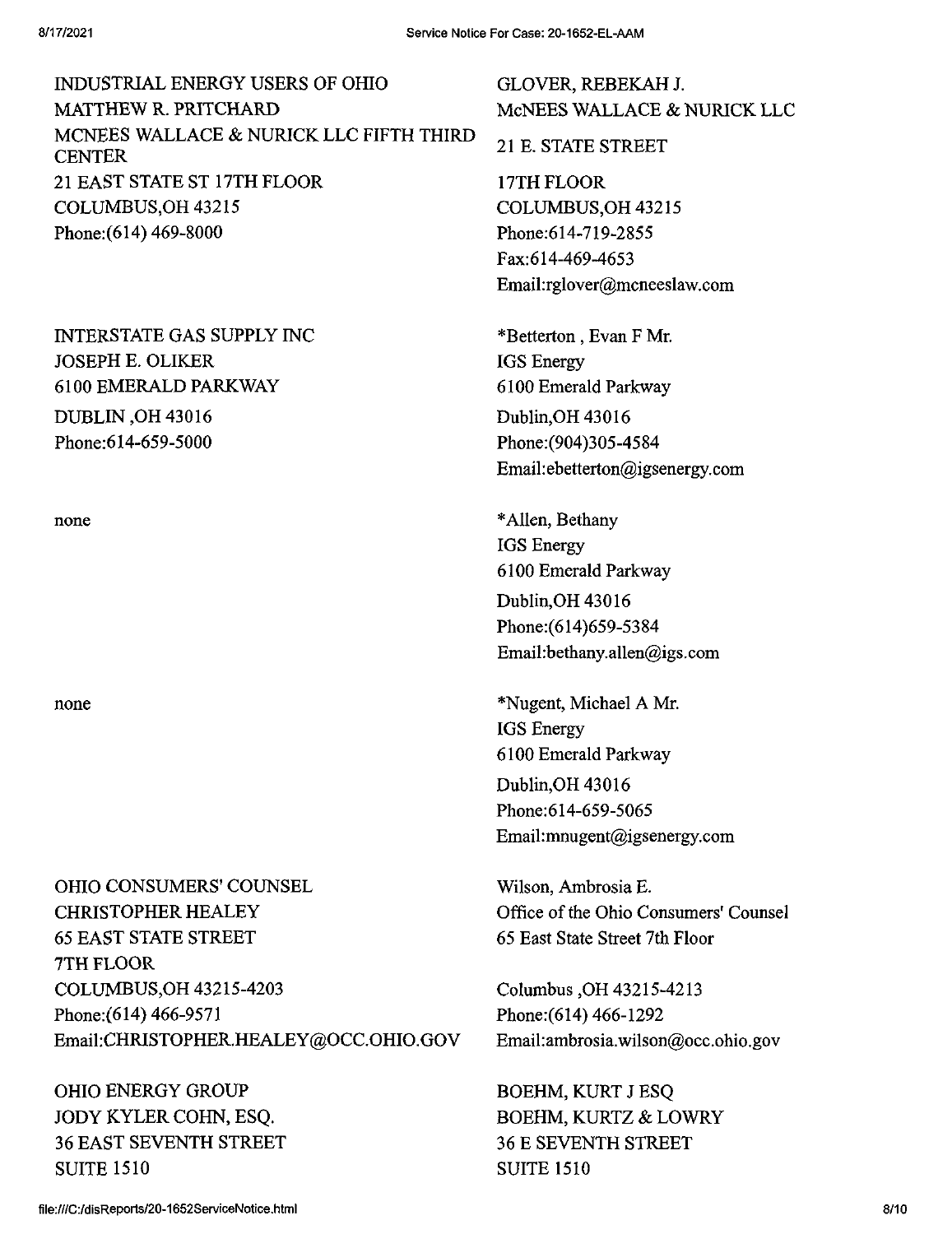INDUSTRIAL ENERGY USERS OF OHIO
MATTHEW R. PRITCHARD
MCNEES WALLACE & NURICK LLC FIFTH THIRD CENTER
21 EAST STATE ST 17TH FLOOR
COLUMBUS,OH 43215
Phone:(614) 469-8000

GLOVER, REBEKAH J.
McNEES WALLACE & NURICK LLC
21 E. STATE STREET
17TH FLOOR
COLUMBUS,OH 43215
Phone:614-719-2855
Fax:614-469-4653
Email:rglover@mcneeslaw.com

INTERSTATE GAS SUPPLY INC
JOSEPH E. OLIKER
6100 EMERALD PARKWAY
DUBLIN ,OH 43016
Phone:614-659-5000

*Betterton , Evan F Mr.
IGS Energy
6100 Emerald Parkway
Dublin,OH 43016
Phone:(904)305-4584
Email:ebetterton@igsenergy.com

none

*Allen, Bethany
IGS Energy
6100 Emerald Parkway
Dublin,OH 43016
Phone:(614)659-5384
Email:bethany.allen@igs.com

none

*Nugent, Michael A Mr.
IGS Energy
6100 Emerald Parkway
Dublin,OH 43016
Phone:614-659-5065
Email:mnugent@igsenergy.com

OHIO CONSUMERS' COUNSEL
CHRISTOPHER HEALEY
65 EAST STATE STREET
7TH FLOOR
COLUMBUS,OH 43215-4203
Phone:(614) 466-9571
Email:CHRISTOPHER.HEALEY@OCC.OHIO.GOV

Wilson, Ambrosia E.
Office of the Ohio Consumers' Counsel
65 East State Street 7th Floor
Columbus ,OH 43215-4213
Phone:(614) 466-1292
Email:ambrosia.wilson@occ.ohio.gov

OHIO ENERGY GROUP
JODY KYLER COHN, ESQ.
36 EAST SEVENTH STREET
SUITE 1510

BOEHM, KURT J ESQ
BOEHM, KURTZ & LOWRY
36 E SEVENTH STREET
SUITE 1510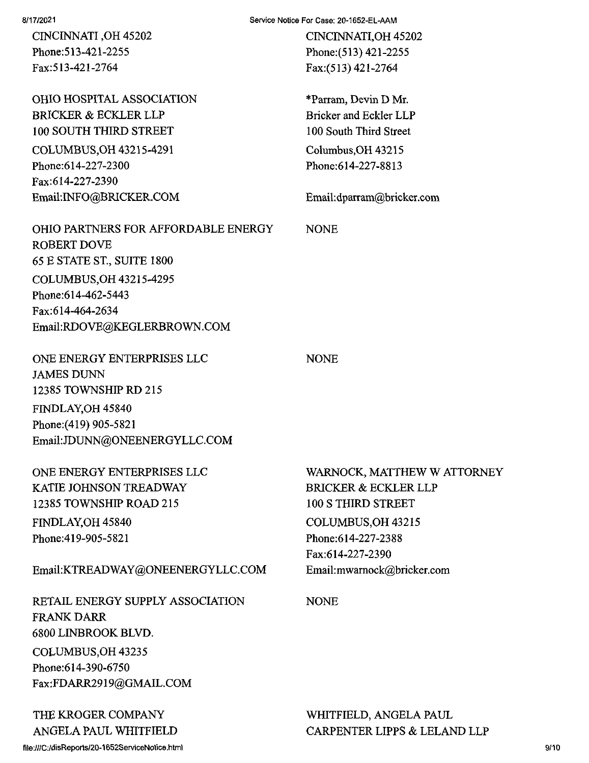| | |
|---|---|
| CINCINNATI ,OH 45202<br>Phone:513-421-2255<br>Fax:513-421-2764 | CINCINNATI,OH 45202<br>Phone:(513) 421-2255<br>Fax:(513) 421-2764 |
| OHIO HOSPITAL ASSOCIATION<br>BRICKER & ECKLER LLP<br>100 SOUTH THIRD STREET<br>COLUMBUS,OH 43215-4291<br>Phone:614-227-2300<br>Fax:614-227-2390<br>Email:INFO@BRICKER.COM | *Parram, Devin D Mr.<br>Bricker and Eckler LLP<br>100 South Third Street<br>Columbus,OH 43215<br>Phone:614-227-8813<br>Email:dparram@bricker.com |
| OHIO PARTNERS FOR AFFORDABLE ENERGY<br>ROBERT DOVE<br>65 E STATE ST., SUITE 1800<br>COLUMBUS,OH 43215-4295<br>Phone:614-462-5443<br>Fax:614-464-2634<br>Email:RDOVE@KEGLERBROWN.COM | NONE |
| ONE ENERGY ENTERPRISES LLC<br>JAMES DUNN<br>12385 TOWNSHIP RD 215<br>FINDLAY,OH 45840<br>Phone:(419) 905-5821<br>Email:JDUNN@ONEENERGYLLC.COM | NONE |
| ONE ENERGY ENTERPRISES LLC<br>KATIE JOHNSON TREADWAY<br>12385 TOWNSHIP ROAD 215<br>FINDLAY,OH 45840<br>Phone:419-905-5821<br>Email:KTREADWAY@ONEENERGYLLC.COM | WARNOCK, MATTHEW W ATTORNEY<br>BRICKER & ECKLER LLP<br>100 S THIRD STREET<br>COLUMBUS,OH 43215<br>Phone:614-227-2388<br>Fax:614-227-2390<br>Email:mwarnock@bricker.com |
| RETAIL ENERGY SUPPLY ASSOCIATION<br>FRANK DARR<br>6800 LINBROOK BLVD.<br>COLUMBUS,OH 43235<br>Phone:614-390-6750<br>Fax:FDARR2919@GMAIL.COM | NONE |
| THE KROGER COMPANY<br>ANGELA PAUL WHITFIELD | WHITFIELD, ANGELA PAUL<br>CARPENTER LIPPS & LELAND LLP |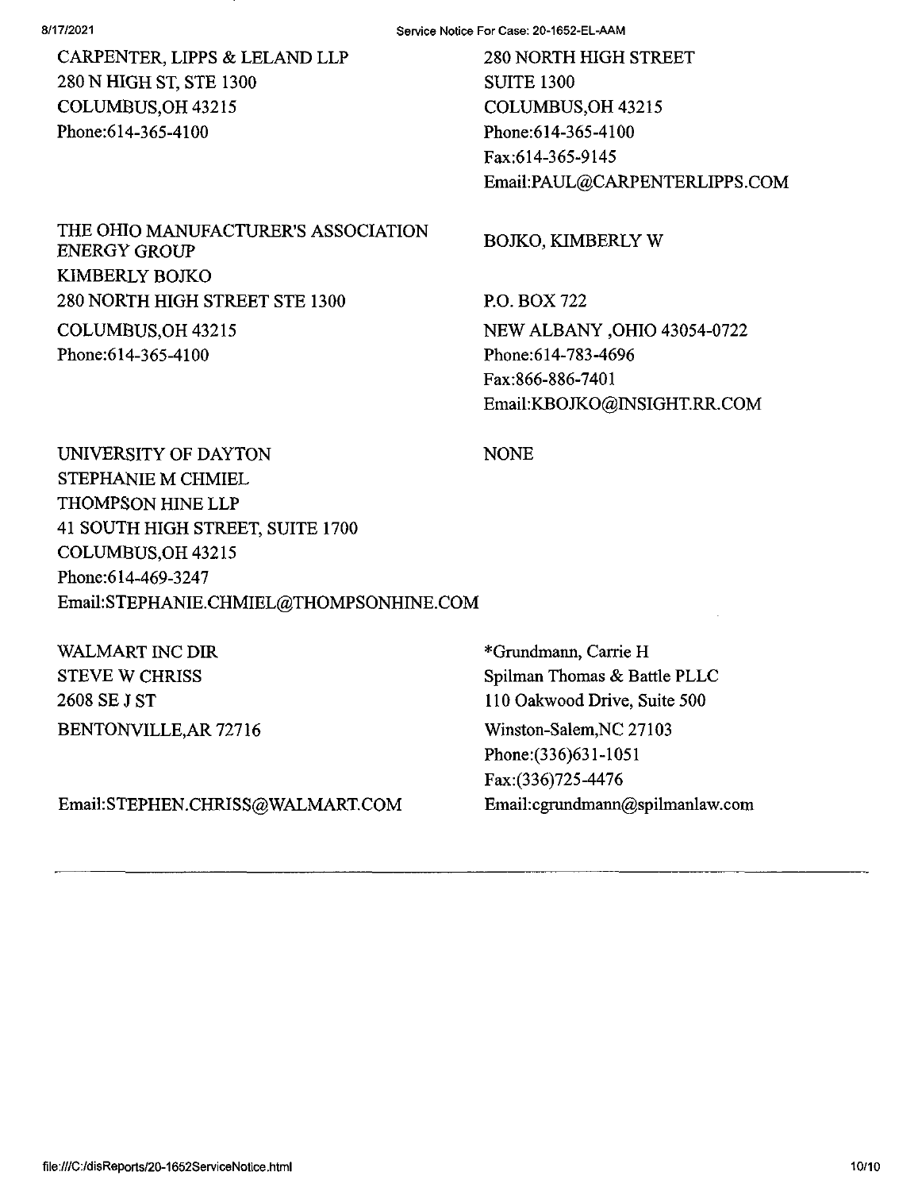CARPENTER, LIPPS & LELAND LLP
280 N HIGH ST, STE 1300
COLUMBUS,OH 43215
Phone:614-365-4100

280 NORTH HIGH STREET
SUITE 1300
COLUMBUS,OH 43215
Phone:614-365-4100
Fax:614-365-9145
Email:PAUL@CARPENTERLIPPS.COM

THE OHIO MANUFACTURER'S ASSOCIATION ENERGY GROUP
KIMBERLY BOJKO
280 NORTH HIGH STREET STE 1300
COLUMBUS,OH 43215
Phone:614-365-4100

BOJKO, KIMBERLY W

P.O. BOX 722
NEW ALBANY ,OHIO 43054-0722
Phone:614-783-4696
Fax:866-886-7401
Email:KBOJKO@INSIGHT.RR.COM

UNIVERSITY OF DAYTON
STEPHANIE M CHMIEL
THOMPSON HINE LLP
41 SOUTH HIGH STREET, SUITE 1700
COLUMBUS,OH 43215
Phone:614-469-3247
Email:STEPHANIE.CHMIEL@THOMPSONHINE.COM

NONE

WALMART INC DIR
STEVE W CHRISS
2608 SE J ST
BENTONVILLE,AR 72716

Email:STEPHEN.CHRISS@WALMART.COM

*Grundmann, Carrie H
Spilman Thomas & Battle PLLC
110 Oakwood Drive, Suite 500
Winston-Salem,NC 27103
Phone:(336)631-1051
Fax:(336)725-4476
Email:cgrundmann@spilmanlaw.com